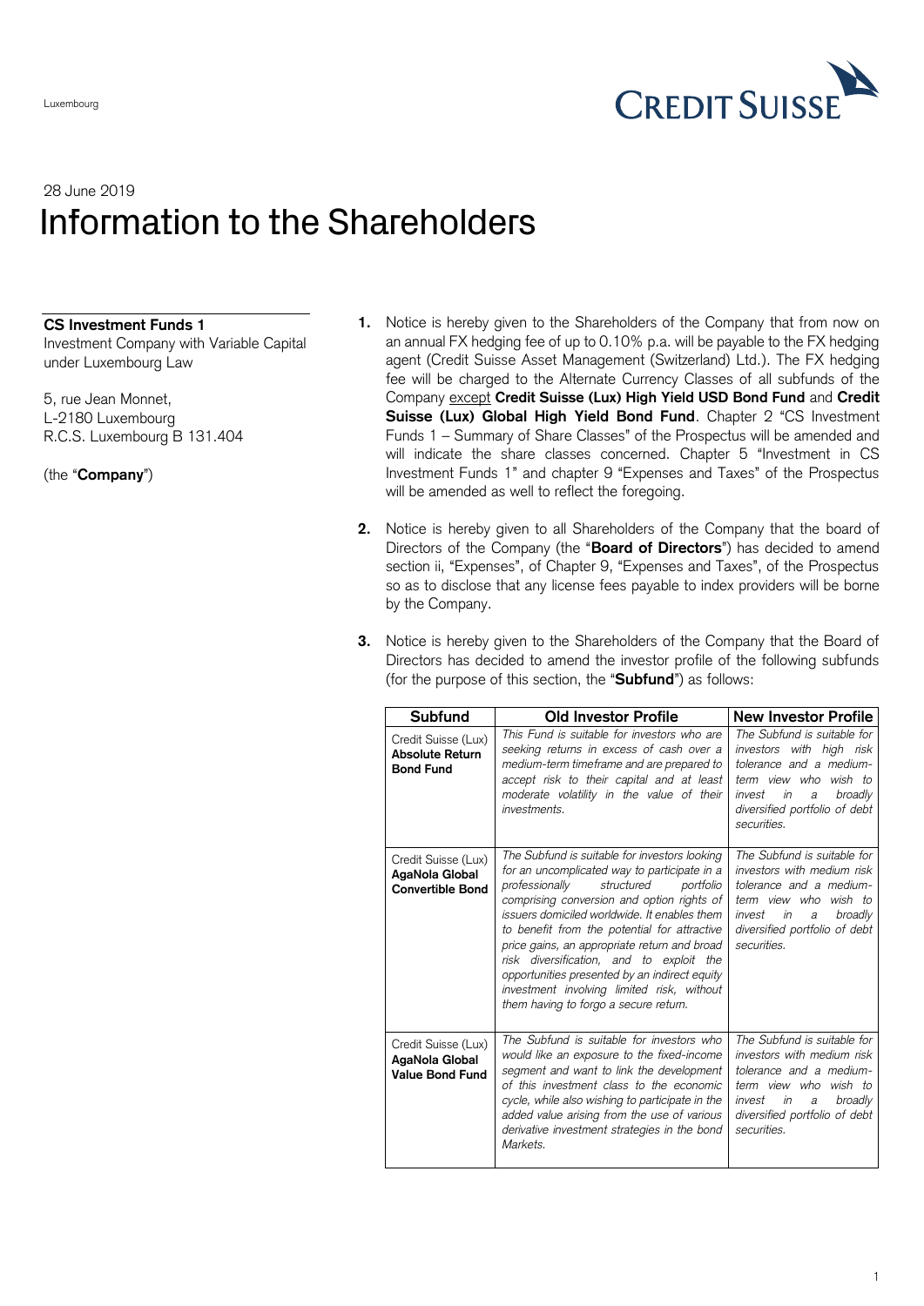Luxembourg

28 June 2019

# Information to the Shareholders

**CS Investment Funds 1**
Investment Company with Variable Capital under Luxembourg Law

5, rue Jean Monnet,
L-2180 Luxembourg
R.C.S. Luxembourg B 131.404

(the "**Company**")

1. Notice is hereby given to the Shareholders of the Company that from now on an annual FX hedging fee of up to 0.10% p.a. will be payable to the FX hedging agent (Credit Suisse Asset Management (Switzerland) Ltd.). The FX hedging fee will be charged to the Alternate Currency Classes of all subfunds of the Company except **Credit Suisse (Lux) High Yield USD Bond Fund** and **Credit Suisse (Lux) Global High Yield Bond Fund**. Chapter 2 "CS Investment Funds 1 – Summary of Share Classes" of the Prospectus will be amended and will indicate the share classes concerned. Chapter 5 "Investment in CS Investment Funds 1" and chapter 9 "Expenses and Taxes" of the Prospectus will be amended as well to reflect the foregoing.

2. Notice is hereby given to all Shareholders of the Company that the board of Directors of the Company (the "**Board of Directors**") has decided to amend section ii, "Expenses", of Chapter 9, "Expenses and Taxes", of the Prospectus so as to disclose that any license fees payable to index providers will be borne by the Company.

3. Notice is hereby given to the Shareholders of the Company that the Board of Directors has decided to amend the investor profile of the following subfunds (for the purpose of this section, the "**Subfund**") as follows:

| Subfund | Old Investor Profile | New Investor Profile |
|---|---|---|
| Credit Suisse (Lux) **Absolute Return Bond Fund** | *This Fund is suitable for investors who are seeking returns in excess of cash over a medium-term timeframe and are prepared to accept risk to their capital and at least moderate volatility in the value of their investments.* | *The Subfund is suitable for investors with high risk tolerance and a medium-term view who wish to invest in a broadly diversified portfolio of debt securities.* |
| Credit Suisse (Lux) **AgaNola Global Convertible Bond** | *The Subfund is suitable for investors looking for an uncomplicated way to participate in a professionally structured portfolio comprising conversion and option rights of issuers domiciled worldwide. It enables them to benefit from the potential for attractive price gains, an appropriate return and broad risk diversification, and to exploit the opportunities presented by an indirect equity investment involving limited risk, without them having to forgo a secure return.* | *The Subfund is suitable for investors with medium risk tolerance and a medium-term view who wish to invest in a broadly diversified portfolio of debt securities.* |
| Credit Suisse (Lux) **AgaNola Global Value Bond Fund** | *The Subfund is suitable for investors who would like an exposure to the fixed-income segment and want to link the development of this investment class to the economic cycle, while also wishing to participate in the added value arising from the use of various derivative investment strategies in the bond Markets.* | *The Subfund is suitable for investors with medium risk tolerance and a medium-term view who wish to invest in a broadly diversified portfolio of debt securities.* |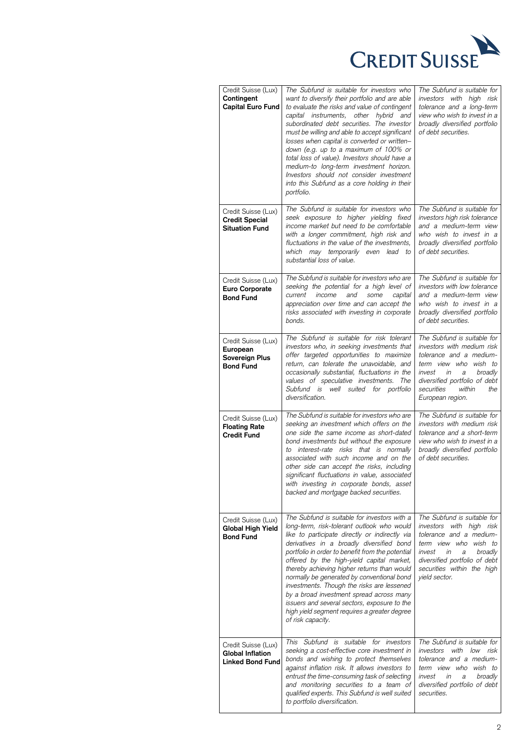| Credit Suisse (Lux) **Contingent Capital Euro Fund** | *The Subfund is suitable for investors who want to diversify their portfolio and are able to evaluate the risks and value of contingent capital instruments, other hybrid and subordinated debt securities. The investor must be willing and able to accept significant losses when capital is converted or written–down (e.g. up to a maximum of 100% or total loss of value). Investors should have a medium-to long-term investment horizon. Investors should not consider investment into this Subfund as a core holding in their portfolio.* | *The Subfund is suitable for investors with high risk tolerance and a long-term view who wish to invest in a broadly diversified portfolio of debt securities.* |
|---|---|---|
| Credit Suisse (Lux) **Credit Special Situation Fund** | *The Subfund is suitable for investors who seek exposure to higher yielding fixed income market but need to be comfortable with a longer commitment, high risk and fluctuations in the value of the investments, which may temporarily even lead to substantial loss of value.* | *The Subfund is suitable for investors high risk tolerance and a medium-term view who wish to invest in a broadly diversified portfolio of debt securities.* |
| Credit Suisse (Lux) **Euro Corporate Bond Fund** | *The Subfund is suitable for investors who are seeking the potential for a high level of current income and some capital appreciation over time and can accept the risks associated with investing in corporate bonds.* | *The Subfund is suitable for investors with low tolerance and a medium-term view who wish to invest in a broadly diversified portfolio of debt securities.* |
| Credit Suisse (Lux) **European Sovereign Plus Bond Fund** | *The Subfund is suitable for risk tolerant investors who, in seeking investments that offer targeted opportunities to maximize return, can tolerate the unavoidable, and occasionally substantial, fluctuations in the values of speculative investments. The Subfund is well suited for portfolio diversification.* | *The Subfund is suitable for investors with medium risk tolerance and a medium-term view who wish to invest in a broadly diversified portfolio of debt securities within the European region.* |
| Credit Suisse (Lux) **Floating Rate Credit Fund** | *The Subfund is suitable for investors who are seeking an investment which offers on the one side the same income as short-dated bond investments but without the exposure to interest-rate risks that is normally associated with such income and on the other side can accept the risks, including significant fluctuations in value, associated with investing in corporate bonds, asset backed and mortgage backed securities.* | *The Subfund is suitable for investors with medium risk tolerance and a short-term view who wish to invest in a broadly diversified portfolio of debt securities.* |
| Credit Suisse (Lux) **Global High Yield Bond Fund** | *The Subfund is suitable for investors with a long-term, risk-tolerant outlook who would like to participate directly or indirectly via derivatives in a broadly diversified bond portfolio in order to benefit from the potential offered by the high-yield capital market, thereby achieving higher returns than would normally be generated by conventional bond investments. Though the risks are lessened by a broad investment spread across many issuers and several sectors, exposure to the high yield segment requires a greater degree of risk capacity.* | *The Subfund is suitable for investors with high risk tolerance and a medium-term view who wish to invest in a broadly diversified portfolio of debt securities within the high yield sector.* |
| Credit Suisse (Lux) **Global Inflation Linked Bond Fund** | *This Subfund is suitable for investors seeking a cost-effective core investment in bonds and wishing to protect themselves against inflation risk. It allows investors to entrust the time-consuming task of selecting and monitoring securities to a team of qualified experts. This Subfund is well suited to portfolio diversification.* | *The Subfund is suitable for investors with low risk tolerance and a medium-term view who wish to invest in a broadly diversified portfolio of debt securities.* |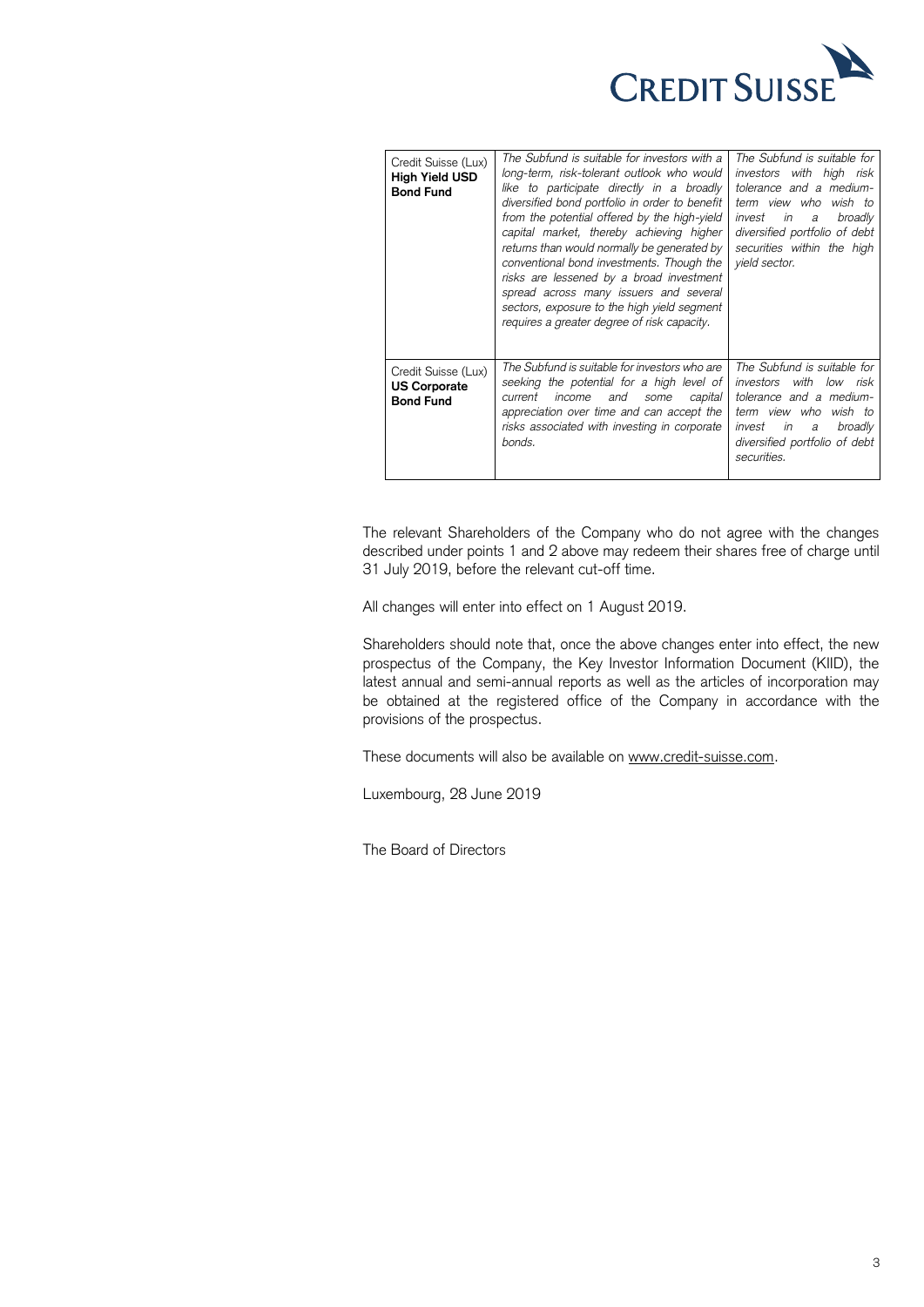| | | |
|---|---|---|
| Credit Suisse (Lux) **High Yield USD Bond Fund** | *The Subfund is suitable for investors with a long-term, risk-tolerant outlook who would like to participate directly in a broadly diversified bond portfolio in order to benefit from the potential offered by the high-yield capital market, thereby achieving higher returns than would normally be generated by conventional bond investments. Though the risks are lessened by a broad investment spread across many issuers and several sectors, exposure to the high yield segment requires a greater degree of risk capacity.* | *The Subfund is suitable for investors with high risk tolerance and a medium-term view who wish to invest in a broadly diversified portfolio of debt securities within the high yield sector.* |
| Credit Suisse (Lux) **US Corporate Bond Fund** | *The Subfund is suitable for investors who are seeking the potential for a high level of current income and some capital appreciation over time and can accept the risks associated with investing in corporate bonds.* | *The Subfund is suitable for investors with low risk tolerance and a medium-term view who wish to invest in a broadly diversified portfolio of debt securities.* |

The relevant Shareholders of the Company who do not agree with the changes described under points 1 and 2 above may redeem their shares free of charge until 31 July 2019, before the relevant cut-off time.

All changes will enter into effect on 1 August 2019.

Shareholders should note that, once the above changes enter into effect, the new prospectus of the Company, the Key Investor Information Document (KIID), the latest annual and semi-annual reports as well as the articles of incorporation may be obtained at the registered office of the Company in accordance with the provisions of the prospectus.

These documents will also be available on www.credit-suisse.com.

Luxembourg, 28 June 2019

The Board of Directors